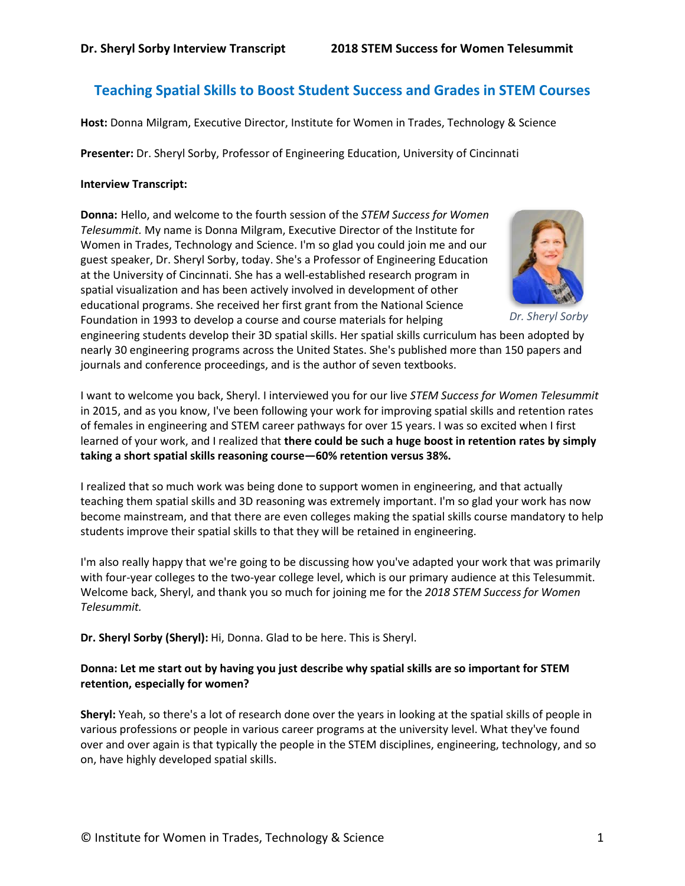# Teaching Spatial Skills to Boost Student Success and Grades in STEM Courses

**Host:** Donna Milgram, Executive Director, Institute for Women in Trades, Technology & Science

**Presenter:** Dr. Sheryl Sorby, Professor of Engineering Education, University of Cincinnati

**Interview Transcript:**

**Donna:** Hello, and welcome to the fourth session of the *STEM Success for Women Telesummit.* My name is Donna Milgram, Executive Director of the Institute for Women in Trades, Technology and Science. I'm so glad you could join me and our guest speaker, Dr. Sheryl Sorby, today. She's a Professor of Engineering Education at the University of Cincinnati. She has a well-established research program in spatial visualization and has been actively involved in development of other educational programs. She received her first grant from the National Science Foundation in 1993 to develop a course and course materials for helping engineering students develop their 3D spatial skills. Her spatial skills curriculum has been adopted by nearly 30 engineering programs across the United States. She's published more than 150 papers and journals and conference proceedings, and is the author of seven textbooks.

*Dr. Sheryl Sorby*

I want to welcome you back, Sheryl. I interviewed you for our live *STEM Success for Women Telesummit* in 2015, and as you know, I've been following your work for improving spatial skills and retention rates of females in engineering and STEM career pathways for over 15 years. I was so excited when I first learned of your work, and I realized that **there could be such a huge boost in retention rates by simply taking a short spatial skills reasoning course—60% retention versus 38%.**

I realized that so much work was being done to support women in engineering, and that actually teaching them spatial skills and 3D reasoning was extremely important. I'm so glad your work has now become mainstream, and that there are even colleges making the spatial skills course mandatory to help students improve their spatial skills to that they will be retained in engineering.

I'm also really happy that we're going to be discussing how you've adapted your work that was primarily with four-year colleges to the two-year college level, which is our primary audience at this Telesummit. Welcome back, Sheryl, and thank you so much for joining me for the *2018 STEM Success for Women Telesummit.*

**Dr. Sheryl Sorby (Sheryl):** Hi, Donna. Glad to be here. This is Sheryl.

**Donna: Let me start out by having you just describe why spatial skills are so important for STEM retention, especially for women?**

**Sheryl:** Yeah, so there's a lot of research done over the years in looking at the spatial skills of people in various professions or people in various career programs at the university level. What they've found over and over again is that typically the people in the STEM disciplines, engineering, technology, and so on, have highly developed spatial skills.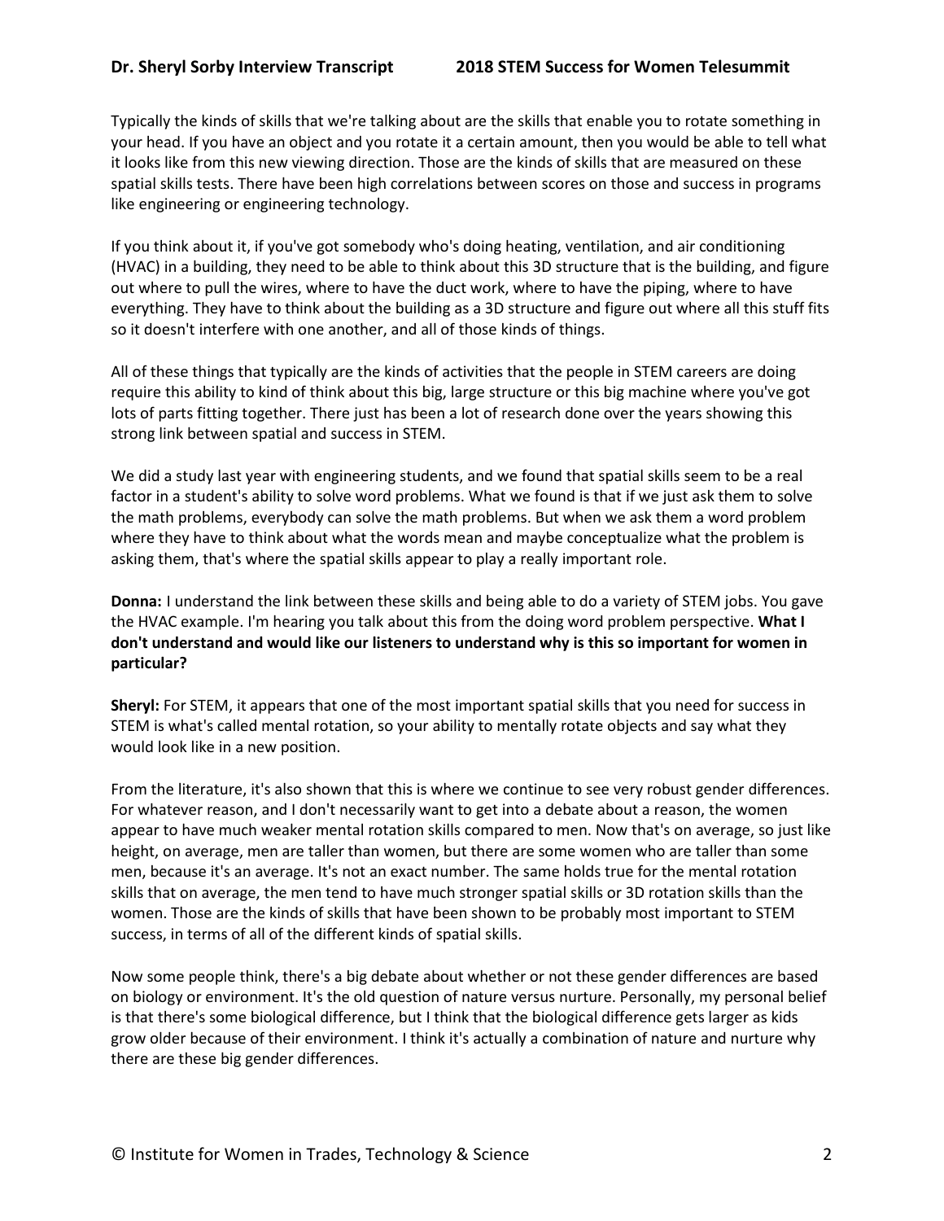Typically the kinds of skills that we're talking about are the skills that enable you to rotate something in your head. If you have an object and you rotate it a certain amount, then you would be able to tell what it looks like from this new viewing direction. Those are the kinds of skills that are measured on these spatial skills tests. There have been high correlations between scores on those and success in programs like engineering or engineering technology.

If you think about it, if you've got somebody who's doing heating, ventilation, and air conditioning (HVAC) in a building, they need to be able to think about this 3D structure that is the building, and figure out where to pull the wires, where to have the duct work, where to have the piping, where to have everything. They have to think about the building as a 3D structure and figure out where all this stuff fits so it doesn't interfere with one another, and all of those kinds of things.

All of these things that typically are the kinds of activities that the people in STEM careers are doing require this ability to kind of think about this big, large structure or this big machine where you've got lots of parts fitting together. There just has been a lot of research done over the years showing this strong link between spatial and success in STEM.

We did a study last year with engineering students, and we found that spatial skills seem to be a real factor in a student's ability to solve word problems. What we found is that if we just ask them to solve the math problems, everybody can solve the math problems. But when we ask them a word problem where they have to think about what the words mean and maybe conceptualize what the problem is asking them, that's where the spatial skills appear to play a really important role.

**Donna:** I understand the link between these skills and being able to do a variety of STEM jobs. You gave the HVAC example. I'm hearing you talk about this from the doing word problem perspective. **What I don't understand and would like our listeners to understand why is this so important for women in particular?**

**Sheryl:** For STEM, it appears that one of the most important spatial skills that you need for success in STEM is what's called mental rotation, so your ability to mentally rotate objects and say what they would look like in a new position.

From the literature, it's also shown that this is where we continue to see very robust gender differences. For whatever reason, and I don't necessarily want to get into a debate about a reason, the women appear to have much weaker mental rotation skills compared to men. Now that's on average, so just like height, on average, men are taller than women, but there are some women who are taller than some men, because it's an average. It's not an exact number. The same holds true for the mental rotation skills that on average, the men tend to have much stronger spatial skills or 3D rotation skills than the women. Those are the kinds of skills that have been shown to be probably most important to STEM success, in terms of all of the different kinds of spatial skills.

Now some people think, there's a big debate about whether or not these gender differences are based on biology or environment. It's the old question of nature versus nurture. Personally, my personal belief is that there's some biological difference, but I think that the biological difference gets larger as kids grow older because of their environment. I think it's actually a combination of nature and nurture why there are these big gender differences.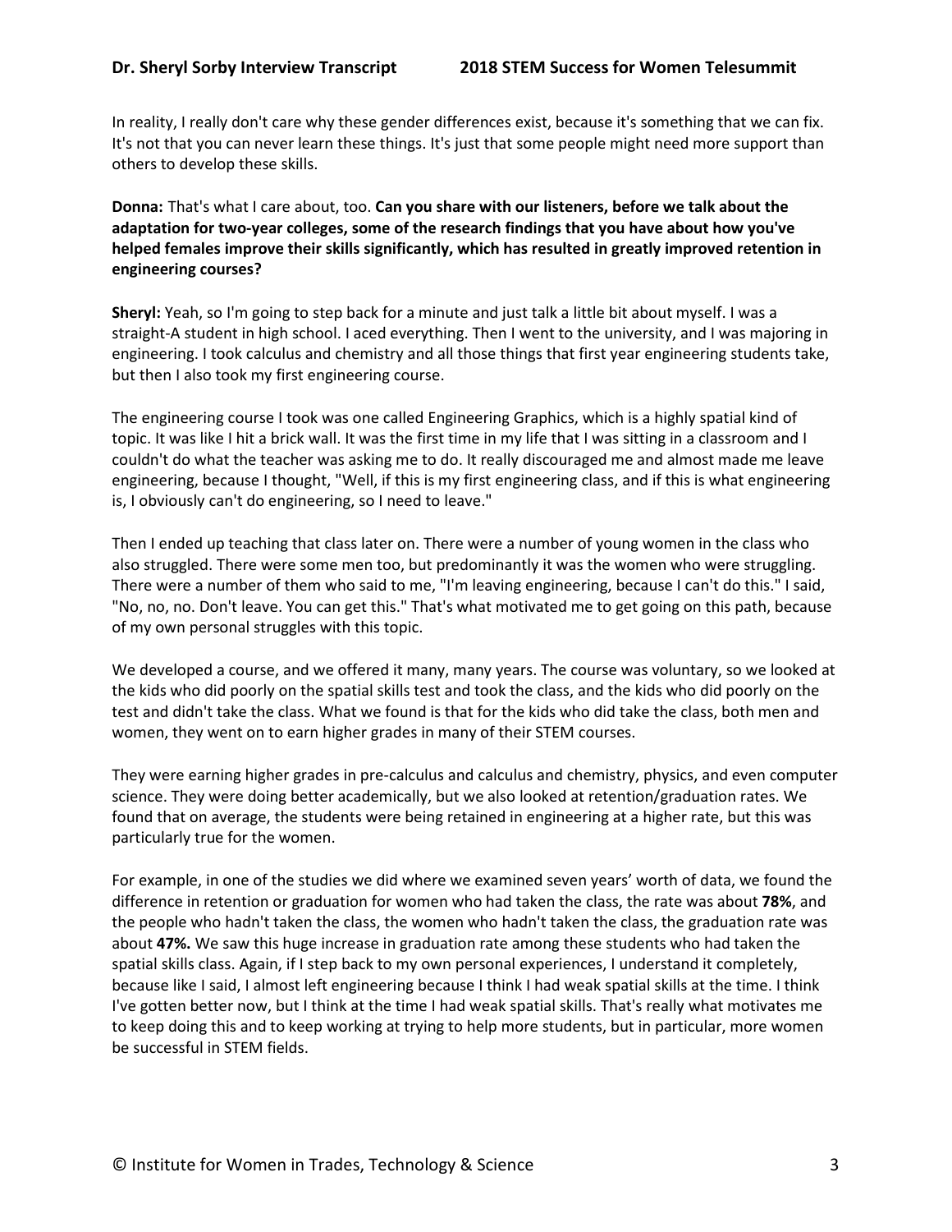In reality, I really don't care why these gender differences exist, because it's something that we can fix. It's not that you can never learn these things. It's just that some people might need more support than others to develop these skills.

**Donna:** That's what I care about, too. **Can you share with our listeners, before we talk about the adaptation for two-year colleges, some of the research findings that you have about how you've helped females improve their skills significantly, which has resulted in greatly improved retention in engineering courses?**

**Sheryl:** Yeah, so I'm going to step back for a minute and just talk a little bit about myself. I was a straight-A student in high school. I aced everything. Then I went to the university, and I was majoring in engineering. I took calculus and chemistry and all those things that first year engineering students take, but then I also took my first engineering course.

The engineering course I took was one called Engineering Graphics, which is a highly spatial kind of topic. It was like I hit a brick wall. It was the first time in my life that I was sitting in a classroom and I couldn't do what the teacher was asking me to do. It really discouraged me and almost made me leave engineering, because I thought, "Well, if this is my first engineering class, and if this is what engineering is, I obviously can't do engineering, so I need to leave."

Then I ended up teaching that class later on. There were a number of young women in the class who also struggled. There were some men too, but predominantly it was the women who were struggling. There were a number of them who said to me, "I'm leaving engineering, because I can't do this." I said, "No, no, no. Don't leave. You can get this." That's what motivated me to get going on this path, because of my own personal struggles with this topic.

We developed a course, and we offered it many, many years. The course was voluntary, so we looked at the kids who did poorly on the spatial skills test and took the class, and the kids who did poorly on the test and didn't take the class. What we found is that for the kids who did take the class, both men and women, they went on to earn higher grades in many of their STEM courses.

They were earning higher grades in pre-calculus and calculus and chemistry, physics, and even computer science. They were doing better academically, but we also looked at retention/graduation rates. We found that on average, the students were being retained in engineering at a higher rate, but this was particularly true for the women.

For example, in one of the studies we did where we examined seven years' worth of data, we found the difference in retention or graduation for women who had taken the class, the rate was about **78%**, and the people who hadn't taken the class, the women who hadn't taken the class, the graduation rate was about **47%.** We saw this huge increase in graduation rate among these students who had taken the spatial skills class. Again, if I step back to my own personal experiences, I understand it completely, because like I said, I almost left engineering because I think I had weak spatial skills at the time. I think I've gotten better now, but I think at the time I had weak spatial skills. That's really what motivates me to keep doing this and to keep working at trying to help more students, but in particular, more women be successful in STEM fields.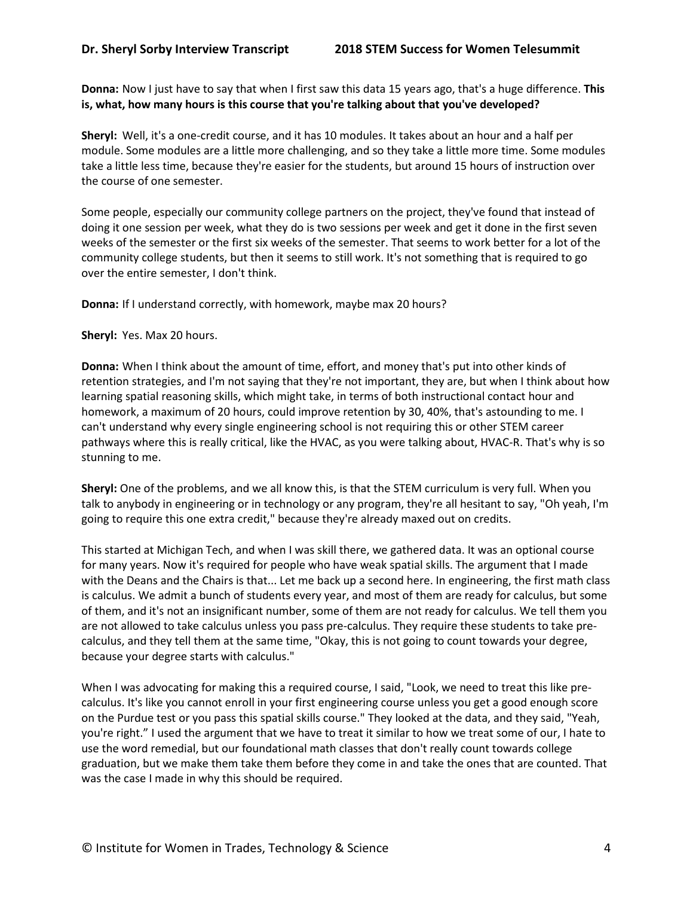**Donna:** Now I just have to say that when I first saw this data 15 years ago, that's a huge difference. **This is, what, how many hours is this course that you're talking about that you've developed?**

**Sheryl:** Well, it's a one-credit course, and it has 10 modules. It takes about an hour and a half per module. Some modules are a little more challenging, and so they take a little more time. Some modules take a little less time, because they're easier for the students, but around 15 hours of instruction over the course of one semester.

Some people, especially our community college partners on the project, they've found that instead of doing it one session per week, what they do is two sessions per week and get it done in the first seven weeks of the semester or the first six weeks of the semester. That seems to work better for a lot of the community college students, but then it seems to still work. It's not something that is required to go over the entire semester, I don't think.

**Donna:** If I understand correctly, with homework, maybe max 20 hours?

**Sheryl:** Yes. Max 20 hours.

**Donna:** When I think about the amount of time, effort, and money that's put into other kinds of retention strategies, and I'm not saying that they're not important, they are, but when I think about how learning spatial reasoning skills, which might take, in terms of both instructional contact hour and homework, a maximum of 20 hours, could improve retention by 30, 40%, that's astounding to me. I can't understand why every single engineering school is not requiring this or other STEM career pathways where this is really critical, like the HVAC, as you were talking about, HVAC-R. That's why is so stunning to me.

**Sheryl:** One of the problems, and we all know this, is that the STEM curriculum is very full. When you talk to anybody in engineering or in technology or any program, they're all hesitant to say, "Oh yeah, I'm going to require this one extra credit," because they're already maxed out on credits.

This started at Michigan Tech, and when I was skill there, we gathered data. It was an optional course for many years. Now it's required for people who have weak spatial skills. The argument that I made with the Deans and the Chairs is that... Let me back up a second here. In engineering, the first math class is calculus. We admit a bunch of students every year, and most of them are ready for calculus, but some of them, and it's not an insignificant number, some of them are not ready for calculus. We tell them you are not allowed to take calculus unless you pass pre-calculus. They require these students to take pre-calculus, and they tell them at the same time, "Okay, this is not going to count towards your degree, because your degree starts with calculus."

When I was advocating for making this a required course, I said, "Look, we need to treat this like pre-calculus. It's like you cannot enroll in your first engineering course unless you get a good enough score on the Purdue test or you pass this spatial skills course." They looked at the data, and they said, "Yeah, you're right." I used the argument that we have to treat it similar to how we treat some of our, I hate to use the word remedial, but our foundational math classes that don't really count towards college graduation, but we make them take them before they come in and take the ones that are counted. That was the case I made in why this should be required.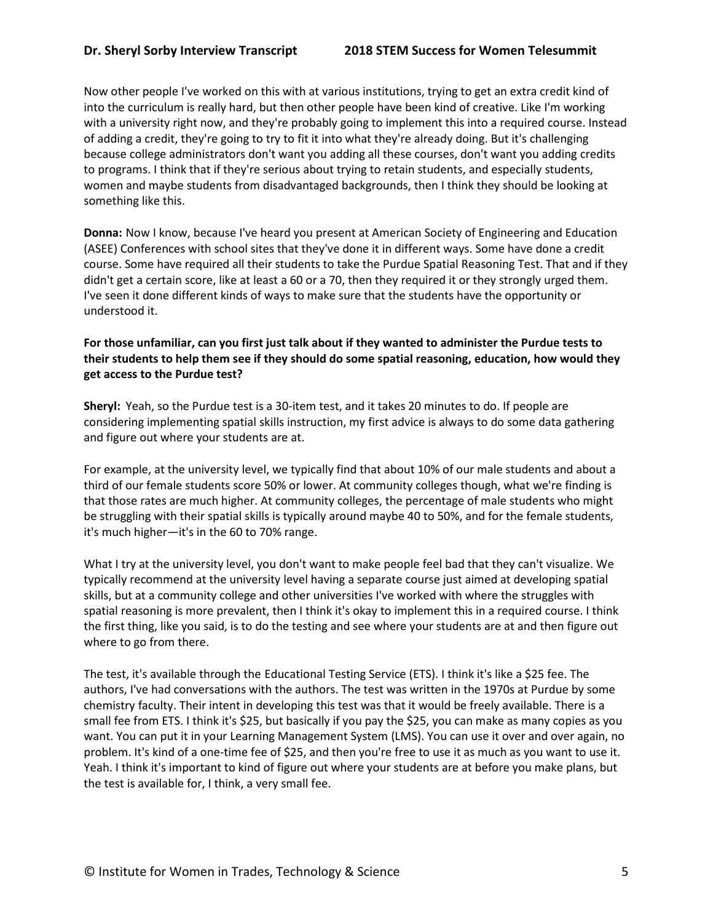Now other people I've worked on this with at various institutions, trying to get an extra credit kind of into the curriculum is really hard, but then other people have been kind of creative. Like I'm working with a university right now, and they're probably going to implement this into a required course. Instead of adding a credit, they're going to try to fit it into what they're already doing. But it's challenging because college administrators don't want you adding all these courses, don't want you adding credits to programs. I think that if they're serious about trying to retain students, and especially students, women and maybe students from disadvantaged backgrounds, then I think they should be looking at something like this.

**Donna:** Now I know, because I've heard you present at American Society of Engineering and Education (ASEE) Conferences with school sites that they've done it in different ways. Some have done a credit course. Some have required all their students to take the Purdue Spatial Reasoning Test. That and if they didn't get a certain score, like at least a 60 or a 70, then they required it or they strongly urged them. I've seen it done different kinds of ways to make sure that the students have the opportunity or understood it.

**For those unfamiliar, can you first just talk about if they wanted to administer the Purdue tests to their students to help them see if they should do some spatial reasoning, education, how would they get access to the Purdue test?**

**Sheryl:** Yeah, so the Purdue test is a 30-item test, and it takes 20 minutes to do. If people are considering implementing spatial skills instruction, my first advice is always to do some data gathering and figure out where your students are at.

For example, at the university level, we typically find that about 10% of our male students and about a third of our female students score 50% or lower. At community colleges though, what we're finding is that those rates are much higher. At community colleges, the percentage of male students who might be struggling with their spatial skills is typically around maybe 40 to 50%, and for the female students, it's much higher—it's in the 60 to 70% range.

What I try at the university level, you don't want to make people feel bad that they can't visualize. We typically recommend at the university level having a separate course just aimed at developing spatial skills, but at a community college and other universities I've worked with where the struggles with spatial reasoning is more prevalent, then I think it's okay to implement this in a required course. I think the first thing, like you said, is to do the testing and see where your students are at and then figure out where to go from there.

The test, it's available through the Educational Testing Service (ETS). I think it's like a $25 fee. The authors, I've had conversations with the authors. The test was written in the 1970s at Purdue by some chemistry faculty. Their intent in developing this test was that it would be freely available. There is a small fee from ETS. I think it's $25, but basically if you pay the $25, you can make as many copies as you want. You can put it in your Learning Management System (LMS). You can use it over and over again, no problem. It's kind of a one-time fee of $25, and then you're free to use it as much as you want to use it. Yeah. I think it's important to kind of figure out where your students are at before you make plans, but the test is available for, I think, a very small fee.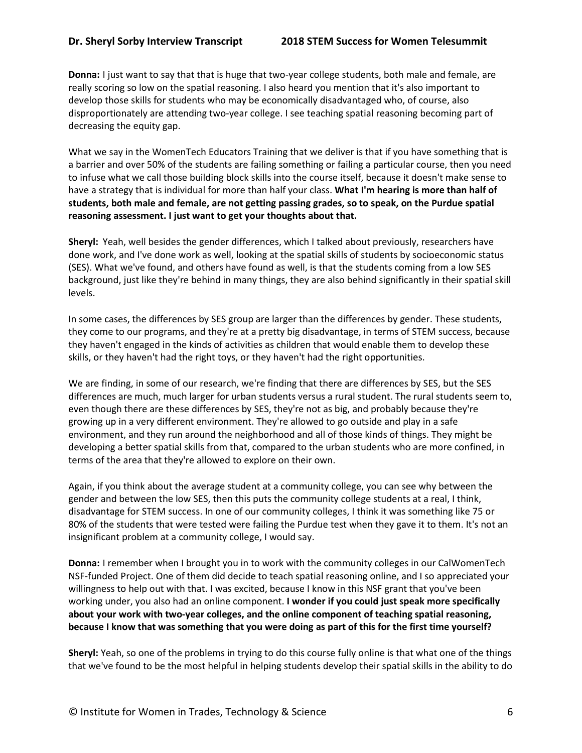**Donna:** I just want to say that that is huge that two-year college students, both male and female, are really scoring so low on the spatial reasoning. I also heard you mention that it's also important to develop those skills for students who may be economically disadvantaged who, of course, also disproportionately are attending two-year college. I see teaching spatial reasoning becoming part of decreasing the equity gap.

What we say in the WomenTech Educators Training that we deliver is that if you have something that is a barrier and over 50% of the students are failing something or failing a particular course, then you need to infuse what we call those building block skills into the course itself, because it doesn't make sense to have a strategy that is individual for more than half your class. **What I'm hearing is more than half of students, both male and female, are not getting passing grades, so to speak, on the Purdue spatial reasoning assessment. I just want to get your thoughts about that.**

**Sheryl:** Yeah, well besides the gender differences, which I talked about previously, researchers have done work, and I've done work as well, looking at the spatial skills of students by socioeconomic status (SES). What we've found, and others have found as well, is that the students coming from a low SES background, just like they're behind in many things, they are also behind significantly in their spatial skill levels.

In some cases, the differences by SES group are larger than the differences by gender. These students, they come to our programs, and they're at a pretty big disadvantage, in terms of STEM success, because they haven't engaged in the kinds of activities as children that would enable them to develop these skills, or they haven't had the right toys, or they haven't had the right opportunities.

We are finding, in some of our research, we're finding that there are differences by SES, but the SES differences are much, much larger for urban students versus a rural student. The rural students seem to, even though there are these differences by SES, they're not as big, and probably because they're growing up in a very different environment. They're allowed to go outside and play in a safe environment, and they run around the neighborhood and all of those kinds of things. They might be developing a better spatial skills from that, compared to the urban students who are more confined, in terms of the area that they're allowed to explore on their own.

Again, if you think about the average student at a community college, you can see why between the gender and between the low SES, then this puts the community college students at a real, I think, disadvantage for STEM success. In one of our community colleges, I think it was something like 75 or 80% of the students that were tested were failing the Purdue test when they gave it to them. It's not an insignificant problem at a community college, I would say.

**Donna:** I remember when I brought you in to work with the community colleges in our CalWomenTech NSF-funded Project. One of them did decide to teach spatial reasoning online, and I so appreciated your willingness to help out with that. I was excited, because I know in this NSF grant that you've been working under, you also had an online component. **I wonder if you could just speak more specifically about your work with two-year colleges, and the online component of teaching spatial reasoning, because I know that was something that you were doing as part of this for the first time yourself?**

**Sheryl:** Yeah, so one of the problems in trying to do this course fully online is that what one of the things that we've found to be the most helpful in helping students develop their spatial skills in the ability to do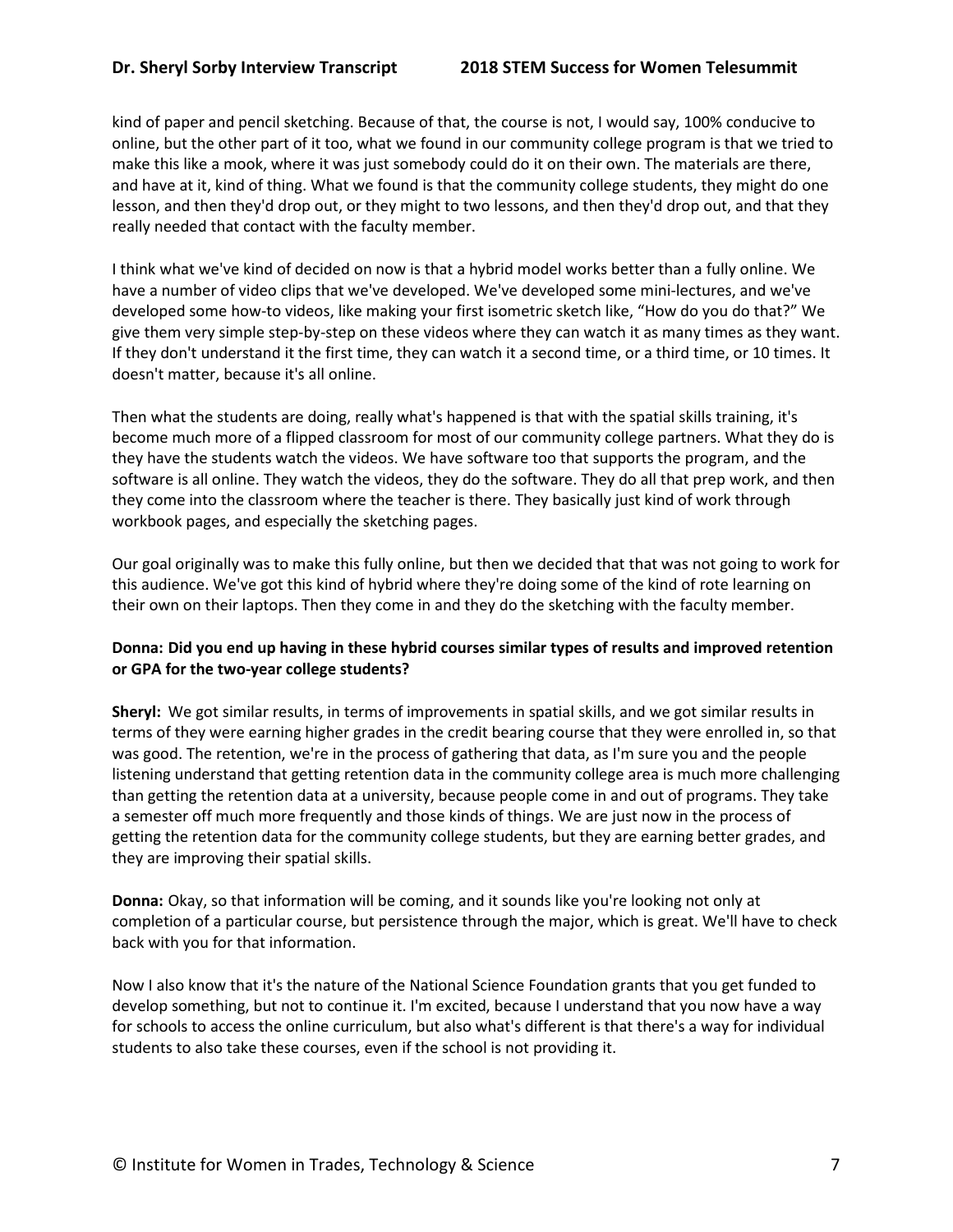kind of paper and pencil sketching. Because of that, the course is not, I would say, 100% conducive to online, but the other part of it too, what we found in our community college program is that we tried to make this like a mook, where it was just somebody could do it on their own. The materials are there, and have at it, kind of thing. What we found is that the community college students, they might do one lesson, and then they'd drop out, or they might to two lessons, and then they'd drop out, and that they really needed that contact with the faculty member.

I think what we've kind of decided on now is that a hybrid model works better than a fully online. We have a number of video clips that we've developed. We've developed some mini-lectures, and we've developed some how-to videos, like making your first isometric sketch like, "How do you do that?" We give them very simple step-by-step on these videos where they can watch it as many times as they want. If they don't understand it the first time, they can watch it a second time, or a third time, or 10 times. It doesn't matter, because it's all online.

Then what the students are doing, really what's happened is that with the spatial skills training, it's become much more of a flipped classroom for most of our community college partners. What they do is they have the students watch the videos. We have software too that supports the program, and the software is all online. They watch the videos, they do the software. They do all that prep work, and then they come into the classroom where the teacher is there. They basically just kind of work through workbook pages, and especially the sketching pages.

Our goal originally was to make this fully online, but then we decided that that was not going to work for this audience. We've got this kind of hybrid where they're doing some of the kind of rote learning on their own on their laptops. Then they come in and they do the sketching with the faculty member.

**Donna: Did you end up having in these hybrid courses similar types of results and improved retention or GPA for the two-year college students?**

**Sheryl:** We got similar results, in terms of improvements in spatial skills, and we got similar results in terms of they were earning higher grades in the credit bearing course that they were enrolled in, so that was good. The retention, we're in the process of gathering that data, as I'm sure you and the people listening understand that getting retention data in the community college area is much more challenging than getting the retention data at a university, because people come in and out of programs. They take a semester off much more frequently and those kinds of things. We are just now in the process of getting the retention data for the community college students, but they are earning better grades, and they are improving their spatial skills.

**Donna:** Okay, so that information will be coming, and it sounds like you're looking not only at completion of a particular course, but persistence through the major, which is great. We'll have to check back with you for that information.

Now I also know that it's the nature of the National Science Foundation grants that you get funded to develop something, but not to continue it. I'm excited, because I understand that you now have a way for schools to access the online curriculum, but also what's different is that there's a way for individual students to also take these courses, even if the school is not providing it.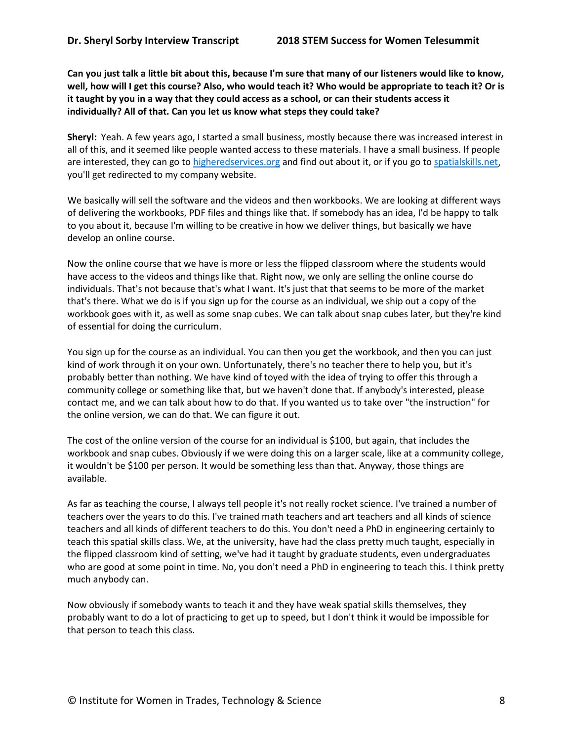**Can you just talk a little bit about this, because I'm sure that many of our listeners would like to know, well, how will I get this course? Also, who would teach it? Who would be appropriate to teach it? Or is it taught by you in a way that they could access as a school, or can their students access it individually? All of that. Can you let us know what steps they could take?**

**Sheryl:** Yeah. A few years ago, I started a small business, mostly because there was increased interest in all of this, and it seemed like people wanted access to these materials. I have a small business. If people are interested, they can go to [higheredservices.org](higheredservices.org) and find out about it, or if you go to [spatialskills.net](spatialskills.net), you'll get redirected to my company website.

We basically will sell the software and the videos and then workbooks. We are looking at different ways of delivering the workbooks, PDF files and things like that. If somebody has an idea, I'd be happy to talk to you about it, because I'm willing to be creative in how we deliver things, but basically we have develop an online course.

Now the online course that we have is more or less the flipped classroom where the students would have access to the videos and things like that. Right now, we only are selling the online course do individuals. That's not because that's what I want. It's just that that seems to be more of the market that's there. What we do is if you sign up for the course as an individual, we ship out a copy of the workbook goes with it, as well as some snap cubes. We can talk about snap cubes later, but they're kind of essential for doing the curriculum.

You sign up for the course as an individual. You can then you get the workbook, and then you can just kind of work through it on your own. Unfortunately, there's no teacher there to help you, but it's probably better than nothing. We have kind of toyed with the idea of trying to offer this through a community college or something like that, but we haven't done that. If anybody's interested, please contact me, and we can talk about how to do that. If you wanted us to take over "the instruction" for the online version, we can do that. We can figure it out.

The cost of the online version of the course for an individual is $100, but again, that includes the workbook and snap cubes. Obviously if we were doing this on a larger scale, like at a community college, it wouldn't be $100 per person. It would be something less than that. Anyway, those things are available.

As far as teaching the course, I always tell people it's not really rocket science. I've trained a number of teachers over the years to do this. I've trained math teachers and art teachers and all kinds of science teachers and all kinds of different teachers to do this. You don't need a PhD in engineering certainly to teach this spatial skills class. We, at the university, have had the class pretty much taught, especially in the flipped classroom kind of setting, we've had it taught by graduate students, even undergraduates who are good at some point in time. No, you don't need a PhD in engineering to teach this. I think pretty much anybody can.

Now obviously if somebody wants to teach it and they have weak spatial skills themselves, they probably want to do a lot of practicing to get up to speed, but I don't think it would be impossible for that person to teach this class.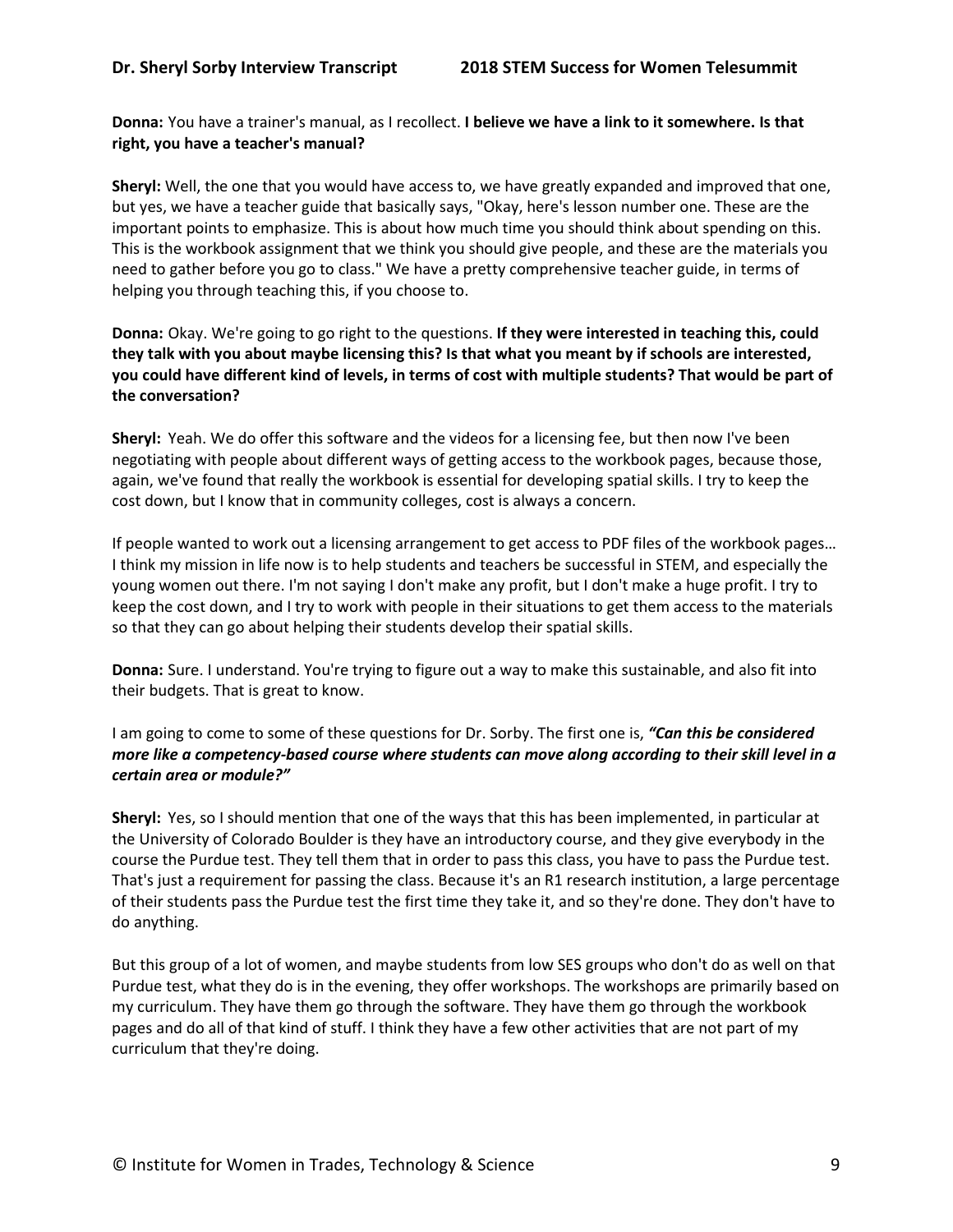**Donna:** You have a trainer's manual, as I recollect. **I believe we have a link to it somewhere. Is that right, you have a teacher's manual?**

**Sheryl:** Well, the one that you would have access to, we have greatly expanded and improved that one, but yes, we have a teacher guide that basically says, "Okay, here's lesson number one. These are the important points to emphasize. This is about how much time you should think about spending on this. This is the workbook assignment that we think you should give people, and these are the materials you need to gather before you go to class." We have a pretty comprehensive teacher guide, in terms of helping you through teaching this, if you choose to.

**Donna:** Okay. We're going to go right to the questions. **If they were interested in teaching this, could they talk with you about maybe licensing this? Is that what you meant by if schools are interested, you could have different kind of levels, in terms of cost with multiple students? That would be part of the conversation?**

**Sheryl:** Yeah. We do offer this software and the videos for a licensing fee, but then now I've been negotiating with people about different ways of getting access to the workbook pages, because those, again, we've found that really the workbook is essential for developing spatial skills. I try to keep the cost down, but I know that in community colleges, cost is always a concern.

If people wanted to work out a licensing arrangement to get access to PDF files of the workbook pages… I think my mission in life now is to help students and teachers be successful in STEM, and especially the young women out there. I'm not saying I don't make any profit, but I don't make a huge profit. I try to keep the cost down, and I try to work with people in their situations to get them access to the materials so that they can go about helping their students develop their spatial skills.

**Donna:** Sure. I understand. You're trying to figure out a way to make this sustainable, and also fit into their budgets. That is great to know.

I am going to come to some of these questions for Dr. Sorby. The first one is, ***"Can this be considered more like a competency-based course where students can move along according to their skill level in a certain area or module?"***

**Sheryl:** Yes, so I should mention that one of the ways that this has been implemented, in particular at the University of Colorado Boulder is they have an introductory course, and they give everybody in the course the Purdue test. They tell them that in order to pass this class, you have to pass the Purdue test. That's just a requirement for passing the class. Because it's an R1 research institution, a large percentage of their students pass the Purdue test the first time they take it, and so they're done. They don't have to do anything.

But this group of a lot of women, and maybe students from low SES groups who don't do as well on that Purdue test, what they do is in the evening, they offer workshops. The workshops are primarily based on my curriculum. They have them go through the software. They have them go through the workbook pages and do all of that kind of stuff. I think they have a few other activities that are not part of my curriculum that they're doing.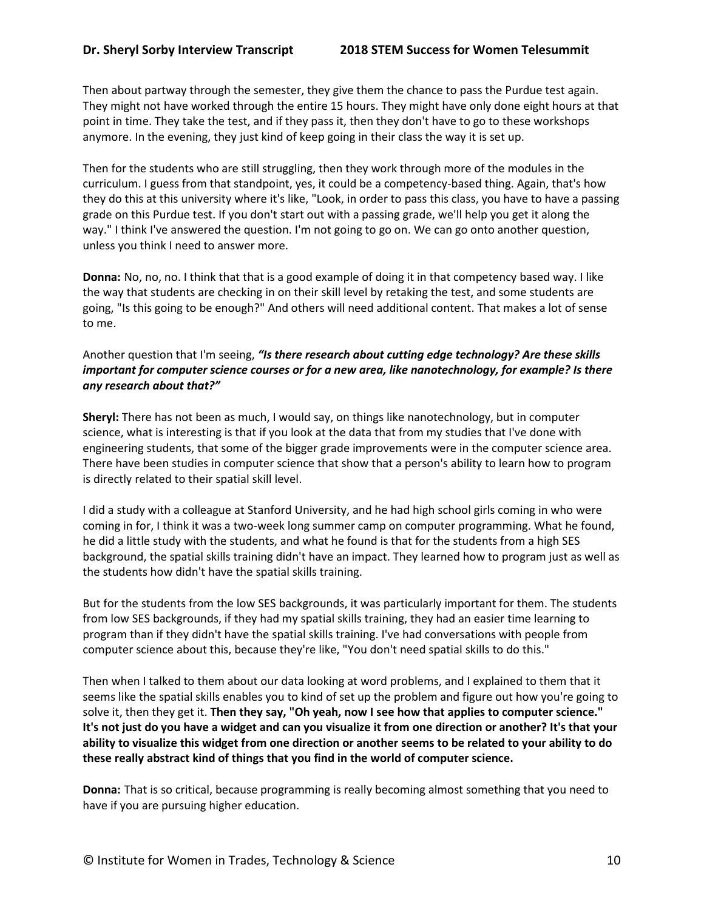Then about partway through the semester, they give them the chance to pass the Purdue test again. They might not have worked through the entire 15 hours. They might have only done eight hours at that point in time. They take the test, and if they pass it, then they don't have to go to these workshops anymore. In the evening, they just kind of keep going in their class the way it is set up.

Then for the students who are still struggling, then they work through more of the modules in the curriculum. I guess from that standpoint, yes, it could be a competency-based thing. Again, that's how they do this at this university where it's like, "Look, in order to pass this class, you have to have a passing grade on this Purdue test. If you don't start out with a passing grade, we'll help you get it along the way." I think I've answered the question. I'm not going to go on. We can go onto another question, unless you think I need to answer more.

**Donna:** No, no, no. I think that that is a good example of doing it in that competency based way. I like the way that students are checking in on their skill level by retaking the test, and some students are going, "Is this going to be enough?" And others will need additional content. That makes a lot of sense to me.

Another question that I'm seeing, ***"Is there research about cutting edge technology? Are these skills important for computer science courses or for a new area, like nanotechnology, for example? Is there any research about that?"***

**Sheryl:** There has not been as much, I would say, on things like nanotechnology, but in computer science, what is interesting is that if you look at the data that from my studies that I've done with engineering students, that some of the bigger grade improvements were in the computer science area. There have been studies in computer science that show that a person's ability to learn how to program is directly related to their spatial skill level.

I did a study with a colleague at Stanford University, and he had high school girls coming in who were coming in for, I think it was a two-week long summer camp on computer programming. What he found, he did a little study with the students, and what he found is that for the students from a high SES background, the spatial skills training didn't have an impact. They learned how to program just as well as the students how didn't have the spatial skills training.

But for the students from the low SES backgrounds, it was particularly important for them. The students from low SES backgrounds, if they had my spatial skills training, they had an easier time learning to program than if they didn't have the spatial skills training. I've had conversations with people from computer science about this, because they're like, "You don't need spatial skills to do this."

Then when I talked to them about our data looking at word problems, and I explained to them that it seems like the spatial skills enables you to kind of set up the problem and figure out how you're going to solve it, then they get it. **Then they say, "Oh yeah, now I see how that applies to computer science." It's not just do you have a widget and can you visualize it from one direction or another? It's that your ability to visualize this widget from one direction or another seems to be related to your ability to do these really abstract kind of things that you find in the world of computer science.**

**Donna:** That is so critical, because programming is really becoming almost something that you need to have if you are pursuing higher education.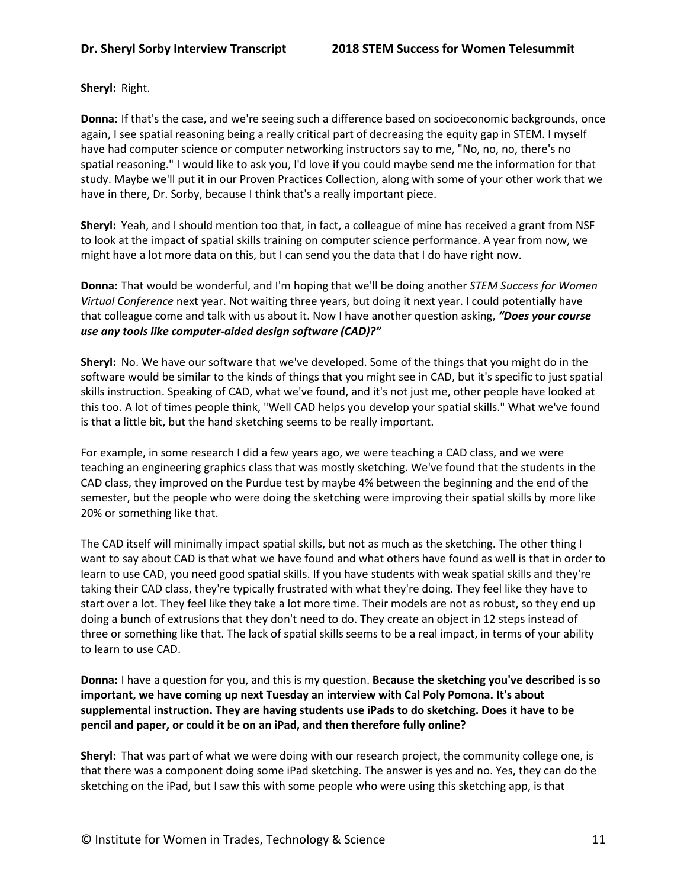**Sheryl:** Right.

**Donna**: If that's the case, and we're seeing such a difference based on socioeconomic backgrounds, once again, I see spatial reasoning being a really critical part of decreasing the equity gap in STEM. I myself have had computer science or computer networking instructors say to me, "No, no, no, there's no spatial reasoning." I would like to ask you, I'd love if you could maybe send me the information for that study. Maybe we'll put it in our Proven Practices Collection, along with some of your other work that we have in there, Dr. Sorby, because I think that's a really important piece.

**Sheryl:** Yeah, and I should mention too that, in fact, a colleague of mine has received a grant from NSF to look at the impact of spatial skills training on computer science performance. A year from now, we might have a lot more data on this, but I can send you the data that I do have right now.

**Donna:** That would be wonderful, and I'm hoping that we'll be doing another *STEM Success for Women Virtual Conference* next year. Not waiting three years, but doing it next year. I could potentially have that colleague come and talk with us about it. Now I have another question asking, ***"Does your course use any tools like computer-aided design software (CAD)?"***

**Sheryl:** No. We have our software that we've developed. Some of the things that you might do in the software would be similar to the kinds of things that you might see in CAD, but it's specific to just spatial skills instruction. Speaking of CAD, what we've found, and it's not just me, other people have looked at this too. A lot of times people think, "Well CAD helps you develop your spatial skills." What we've found is that a little bit, but the hand sketching seems to be really important.

For example, in some research I did a few years ago, we were teaching a CAD class, and we were teaching an engineering graphics class that was mostly sketching. We've found that the students in the CAD class, they improved on the Purdue test by maybe 4% between the beginning and the end of the semester, but the people who were doing the sketching were improving their spatial skills by more like 20% or something like that.

The CAD itself will minimally impact spatial skills, but not as much as the sketching. The other thing I want to say about CAD is that what we have found and what others have found as well is that in order to learn to use CAD, you need good spatial skills. If you have students with weak spatial skills and they're taking their CAD class, they're typically frustrated with what they're doing. They feel like they have to start over a lot. They feel like they take a lot more time. Their models are not as robust, so they end up doing a bunch of extrusions that they don't need to do. They create an object in 12 steps instead of three or something like that. The lack of spatial skills seems to be a real impact, in terms of your ability to learn to use CAD.

**Donna:** I have a question for you, and this is my question. **Because the sketching you've described is so important, we have coming up next Tuesday an interview with Cal Poly Pomona. It's about supplemental instruction. They are having students use iPads to do sketching. Does it have to be pencil and paper, or could it be on an iPad, and then therefore fully online?**

**Sheryl:** That was part of what we were doing with our research project, the community college one, is that there was a component doing some iPad sketching. The answer is yes and no. Yes, they can do the sketching on the iPad, but I saw this with some people who were using this sketching app, is that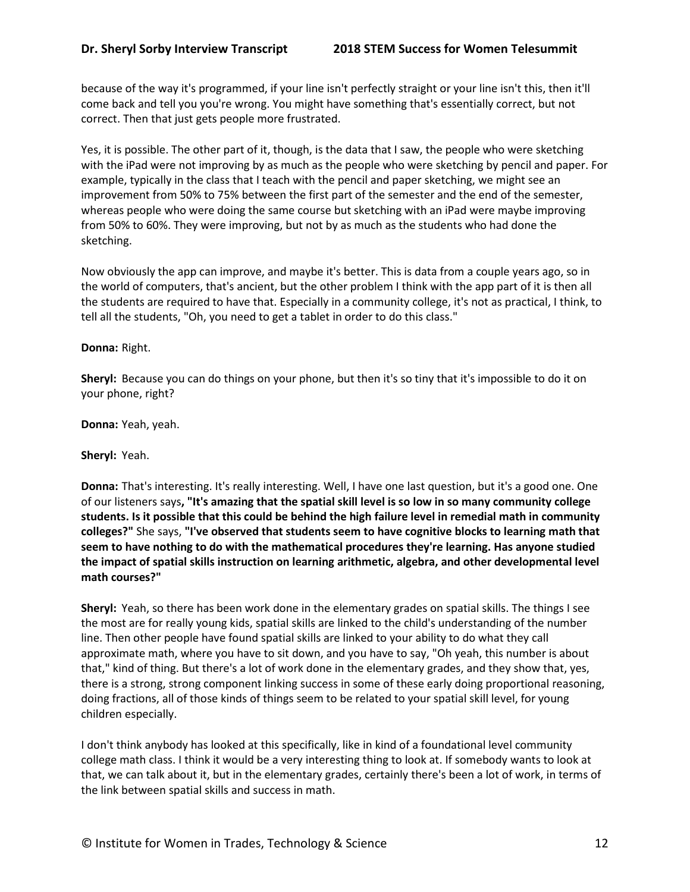because of the way it's programmed, if your line isn't perfectly straight or your line isn't this, then it'll come back and tell you you're wrong. You might have something that's essentially correct, but not correct. Then that just gets people more frustrated.

Yes, it is possible. The other part of it, though, is the data that I saw, the people who were sketching with the iPad were not improving by as much as the people who were sketching by pencil and paper. For example, typically in the class that I teach with the pencil and paper sketching, we might see an improvement from 50% to 75% between the first part of the semester and the end of the semester, whereas people who were doing the same course but sketching with an iPad were maybe improving from 50% to 60%. They were improving, but not by as much as the students who had done the sketching.

Now obviously the app can improve, and maybe it's better. This is data from a couple years ago, so in the world of computers, that's ancient, but the other problem I think with the app part of it is then all the students are required to have that. Especially in a community college, it's not as practical, I think, to tell all the students, "Oh, you need to get a tablet in order to do this class."

**Donna:** Right.

**Sheryl:** Because you can do things on your phone, but then it's so tiny that it's impossible to do it on your phone, right?

**Donna:** Yeah, yeah.

**Sheryl:** Yeah.

**Donna:** That's interesting. It's really interesting. Well, I have one last question, but it's a good one. One of our listeners says**, "It's amazing that the spatial skill level is so low in so many community college students. Is it possible that this could be behind the high failure level in remedial math in community colleges?"** She says, **"I've observed that students seem to have cognitive blocks to learning math that seem to have nothing to do with the mathematical procedures they're learning. Has anyone studied the impact of spatial skills instruction on learning arithmetic, algebra, and other developmental level math courses?"**

**Sheryl:** Yeah, so there has been work done in the elementary grades on spatial skills. The things I see the most are for really young kids, spatial skills are linked to the child's understanding of the number line. Then other people have found spatial skills are linked to your ability to do what they call approximate math, where you have to sit down, and you have to say, "Oh yeah, this number is about that," kind of thing. But there's a lot of work done in the elementary grades, and they show that, yes, there is a strong, strong component linking success in some of these early doing proportional reasoning, doing fractions, all of those kinds of things seem to be related to your spatial skill level, for young children especially.

I don't think anybody has looked at this specifically, like in kind of a foundational level community college math class. I think it would be a very interesting thing to look at. If somebody wants to look at that, we can talk about it, but in the elementary grades, certainly there's been a lot of work, in terms of the link between spatial skills and success in math.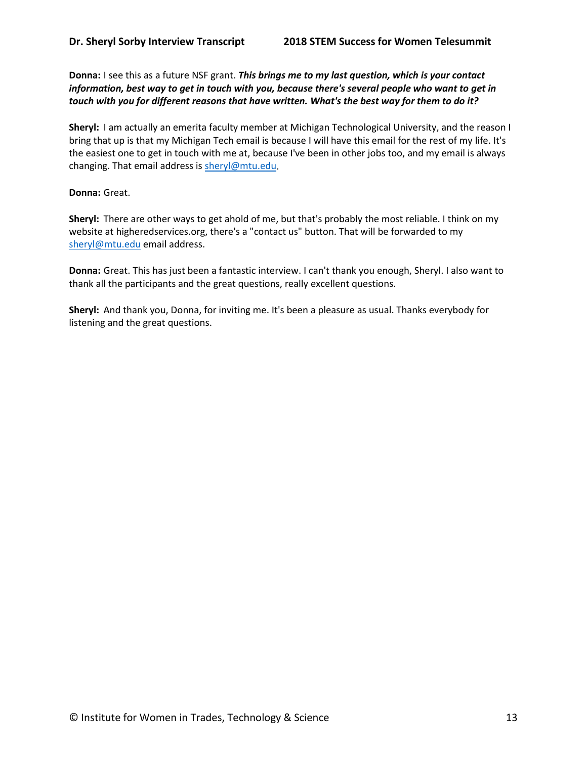**Donna:** I see this as a future NSF grant. ***This brings me to my last question, which is your contact information, best way to get in touch with you, because there's several people who want to get in touch with you for different reasons that have written. What's the best way for them to do it?***

**Sheryl:** I am actually an emerita faculty member at Michigan Technological University, and the reason I bring that up is that my Michigan Tech email is because I will have this email for the rest of my life. It's the easiest one to get in touch with me at, because I've been in other jobs too, and my email is always changing. That email address is sheryl@mtu.edu.

**Donna:** Great.

**Sheryl:** There are other ways to get ahold of me, but that's probably the most reliable. I think on my website at higheredservices.org, there's a "contact us" button. That will be forwarded to my sheryl@mtu.edu email address.

**Donna:** Great. This has just been a fantastic interview. I can't thank you enough, Sheryl. I also want to thank all the participants and the great questions, really excellent questions.

**Sheryl:** And thank you, Donna, for inviting me. It's been a pleasure as usual. Thanks everybody for listening and the great questions.